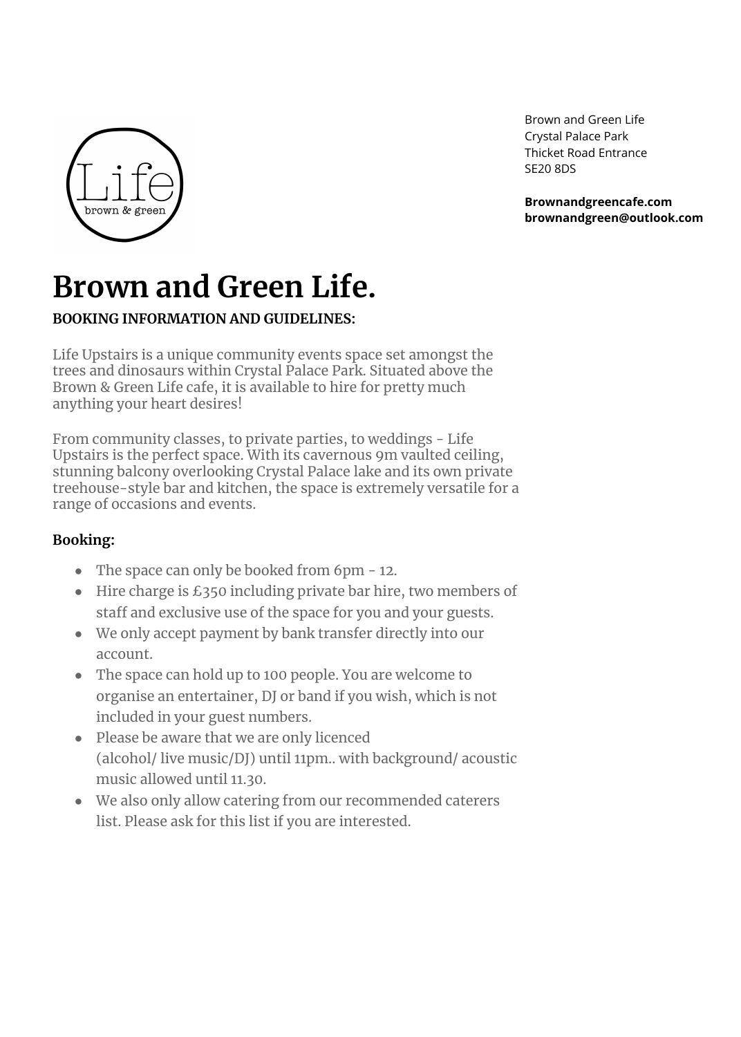Brown and Green Life
Crystal Palace Park
Thicket Road Entrance
SE20 8DS

**Brownandgreencafe.com**
**brownandgreen@outlook.com**

# Brown and Green Life.

**BOOKING INFORMATION AND GUIDELINES:**

Life Upstairs is a unique community events space set amongst the trees and dinosaurs within Crystal Palace Park. Situated above the Brown & Green Life cafe, it is available to hire for pretty much anything your heart desires!

From community classes, to private parties, to weddings - Life Upstairs is the perfect space. With its cavernous 9m vaulted ceiling, stunning balcony overlooking Crystal Palace lake and its own private treehouse-style bar and kitchen, the space is extremely versatile for a range of occasions and events.

### Booking:

- The space can only be booked from 6pm - 12.
- Hire charge is £350 including private bar hire, two members of staff and exclusive use of the space for you and your guests.
- We only accept payment by bank transfer directly into our account.
- The space can hold up to 100 people. You are welcome to organise an entertainer, DJ or band if you wish, which is not included in your guest numbers.
- Please be aware that we are only licenced (alcohol/ live music/DJ) until 11pm.. with background/ acoustic music allowed until 11.30.
- We also only allow catering from our recommended caterers list. Please ask for this list if you are interested.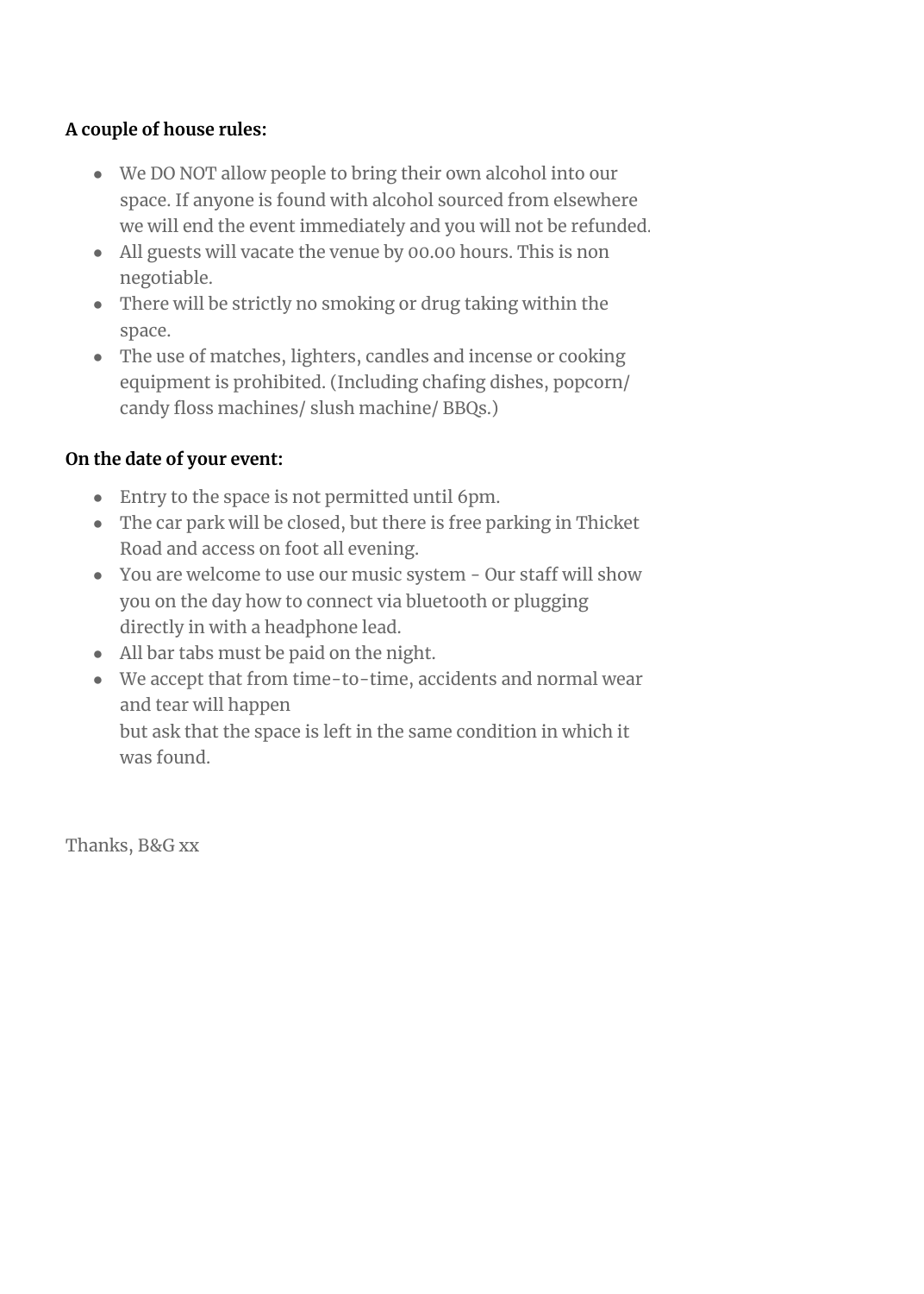**A couple of house rules:**

- We DO NOT allow people to bring their own alcohol into our space. If anyone is found with alcohol sourced from elsewhere we will end the event immediately and you will not be refunded.
- All guests will vacate the venue by 00.00 hours. This is non negotiable.
- There will be strictly no smoking or drug taking within the space.
- The use of matches, lighters, candles and incense or cooking equipment is prohibited. (Including chafing dishes, popcorn/ candy floss machines/ slush machine/ BBQs.)

**On the date of your event:**

- Entry to the space is not permitted until 6pm.
- The car park will be closed, but there is free parking in Thicket Road and access on foot all evening.
- You are welcome to use our music system - Our staff will show you on the day how to connect via bluetooth or plugging directly in with a headphone lead.
- All bar tabs must be paid on the night.
- We accept that from time-to-time, accidents and normal wear and tear will happen
  but ask that the space is left in the same condition in which it was found.

Thanks, B&G xx